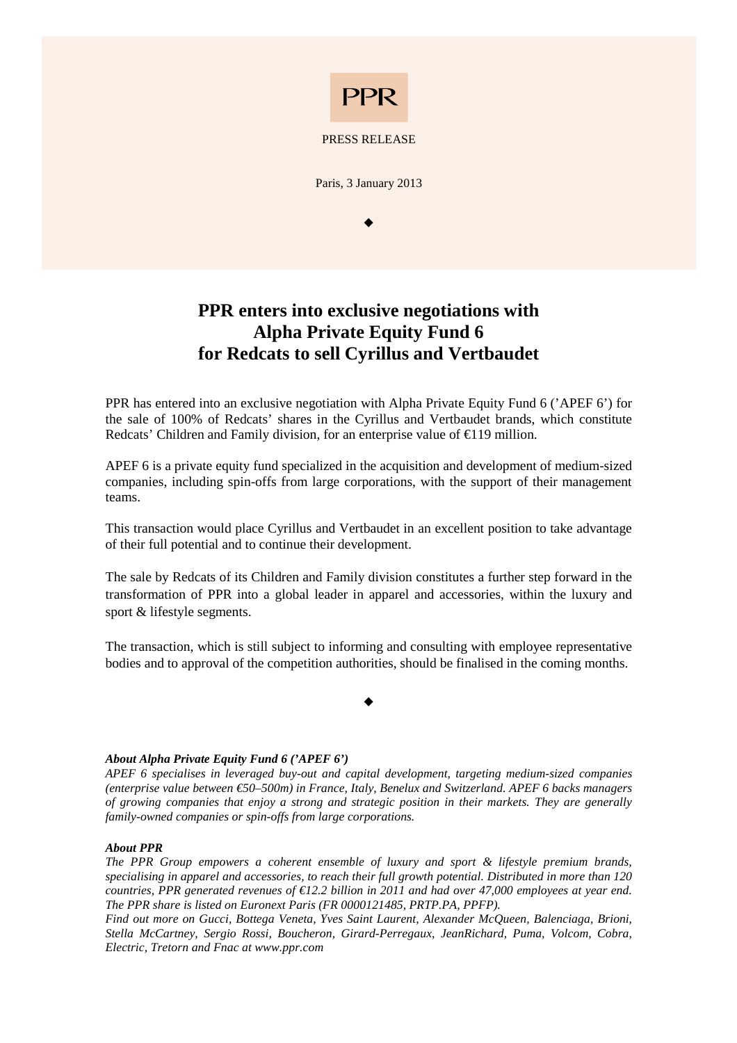PPR

PRESS RELEASE

Paris, 3 January 2013

◆

# PPR enters into exclusive negotiations with Alpha Private Equity Fund 6 for Redcats to sell Cyrillus and Vertbaudet

PPR has entered into an exclusive negotiation with Alpha Private Equity Fund 6 ('APEF 6') for the sale of 100% of Redcats' shares in the Cyrillus and Vertbaudet brands, which constitute Redcats' Children and Family division, for an enterprise value of €119 million.

APEF 6 is a private equity fund specialized in the acquisition and development of medium-sized companies, including spin-offs from large corporations, with the support of their management teams.

This transaction would place Cyrillus and Vertbaudet in an excellent position to take advantage of their full potential and to continue their development.

The sale by Redcats of its Children and Family division constitutes a further step forward in the transformation of PPR into a global leader in apparel and accessories, within the luxury and sport & lifestyle segments.

The transaction, which is still subject to informing and consulting with employee representative bodies and to approval of the competition authorities, should be finalised in the coming months.

◆

***About Alpha Private Equity Fund 6 ('APEF 6')***

*APEF 6 specialises in leveraged buy-out and capital development, targeting medium-sized companies (enterprise value between €50–500m) in France, Italy, Benelux and Switzerland. APEF 6 backs managers of growing companies that enjoy a strong and strategic position in their markets. They are generally family-owned companies or spin-offs from large corporations.*

***About PPR***

*The PPR Group empowers a coherent ensemble of luxury and sport & lifestyle premium brands, specialising in apparel and accessories, to reach their full growth potential. Distributed in more than 120 countries, PPR generated revenues of €12.2 billion in 2011 and had over 47,000 employees at year end. The PPR share is listed on Euronext Paris (FR 0000121485, PRTP.PA, PPFP).*

*Find out more on Gucci, Bottega Veneta, Yves Saint Laurent, Alexander McQueen, Balenciaga, Brioni, Stella McCartney, Sergio Rossi, Boucheron, Girard-Perregaux, JeanRichard, Puma, Volcom, Cobra, Electric, Tretorn and Fnac at www.ppr.com*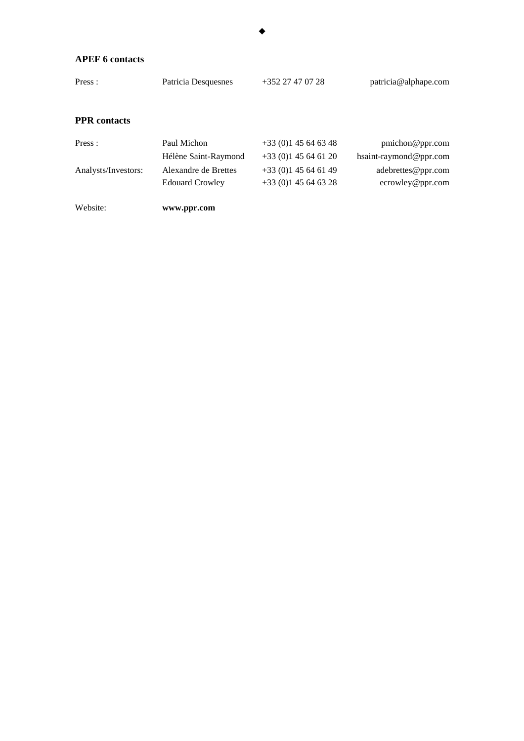◆

**APEF 6 contacts**

| | | | |
|---|---|---|---|
| Press : | Patricia Desquesnes | +352 27 47 07 28 | patricia@alphape.com |

**PPR contacts**

| | | | |
|---|---|---|---|
| Press : | Paul Michon | +33 (0)1 45 64 63 48 | pmichon@ppr.com |
| | Hélène Saint-Raymond | +33 (0)1 45 64 61 20 | hsaint-raymond@ppr.com |
| Analysts/Investors: | Alexandre de Brettes | +33 (0)1 45 64 61 49 | adebrettes@ppr.com |
| | Edouard Crowley | +33 (0)1 45 64 63 28 | ecrowley@ppr.com |

Website: **www.ppr.com**